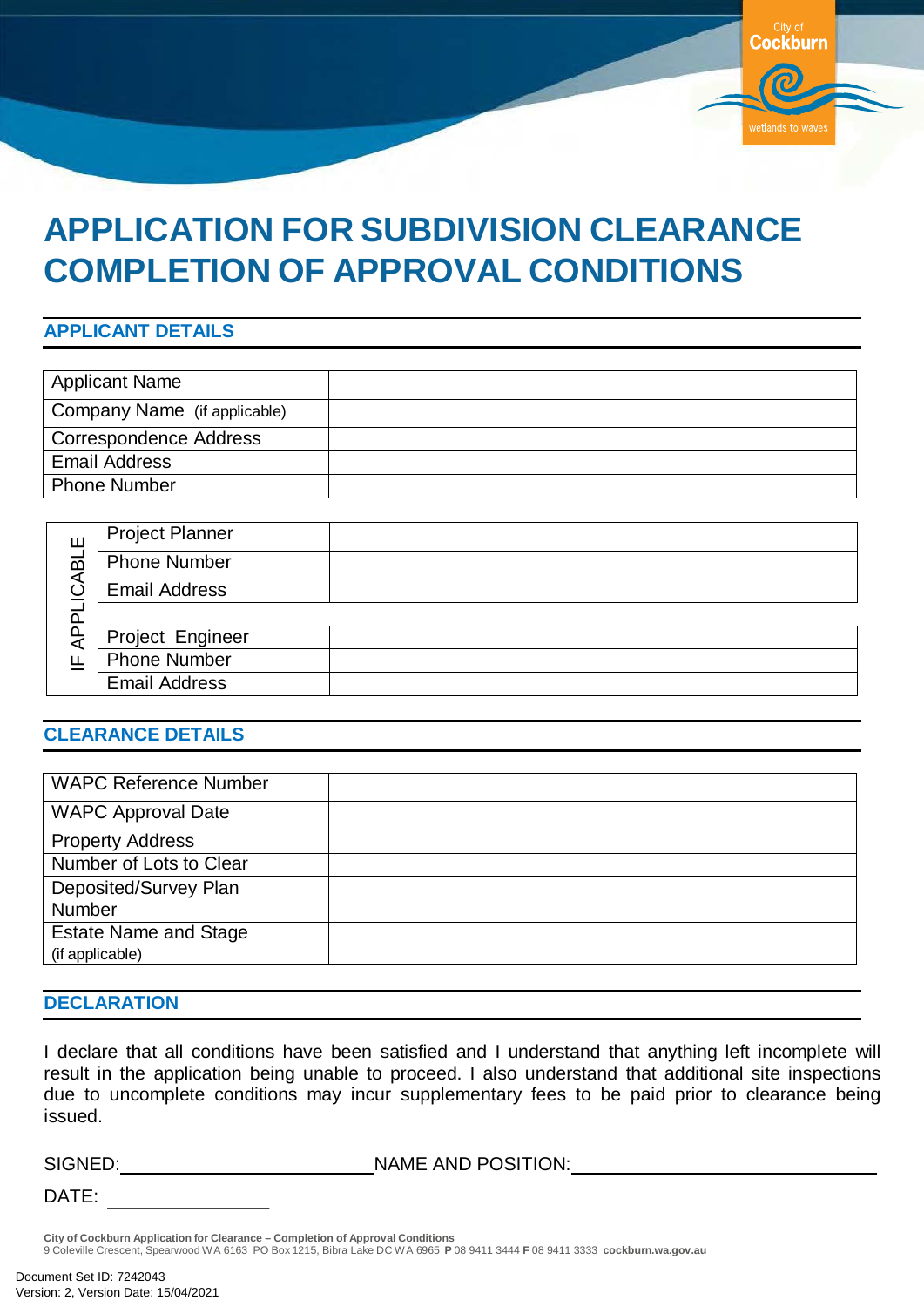# APPLICATION FOR SUBDIVISION CLEARANCE COMPLETION OF APPROVAL CONDITIONS

## APPLICANT DETAILS

| | |
|---|---|
| Applicant Name | |
| Company Name (if applicable) | |
| Correspondence Address | |
| Email Address | |
| Phone Number | |

| | | |
|---|---|---|
| IF APPLICABLE | Project Planner | |
| | Phone Number | |
| | Email Address | |
| | | |
| | Project Engineer | |
| | Phone Number | |
| | Email Address | |

## CLEARANCE DETAILS

| | |
|---|---|
| WAPC Reference Number | |
| WAPC Approval Date | |
| Property Address | |
| Number of Lots to Clear | |
| Deposited/Survey Plan Number | |
| Estate Name and Stage (if applicable) | |

## DECLARATION

I declare that all conditions have been satisfied and I understand that anything left incomplete will result in the application being unable to proceed. I also understand that additional site inspections due to uncomplete conditions may incur supplementary fees to be paid prior to clearance being issued.

SIGNED: ________________________ NAME AND POSITION: ____________________________

DATE: ________________

**City of Cockburn Application for Clearance – Completion of Approval Conditions**
9 Coleville Crescent, Spearwood WA 6163 PO Box 1215, Bibra Lake DC WA 6965 **P** 08 9411 3444 **F** 08 9411 3333 **cockburn.wa.gov.au**

Document Set ID: 7242043
Version: 2, Version Date: 15/04/2021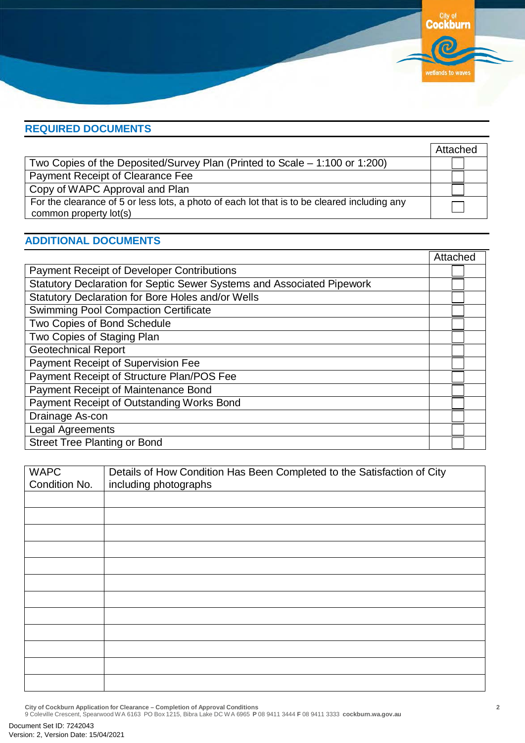## REQUIRED DOCUMENTS

| | Attached |
|---|---|
| Two Copies of the Deposited/Survey Plan (Printed to Scale – 1:100 or 1:200) | ☐ |
| Payment Receipt of Clearance Fee | ☐ |
| Copy of WAPC Approval and Plan | ☐ |
| For the clearance of 5 or less lots, a photo of each lot that is to be cleared including any common property lot(s) | ☐ |

## ADDITIONAL DOCUMENTS

| | Attached |
|---|---|
| Payment Receipt of Developer Contributions | ☐ |
| Statutory Declaration for Septic Sewer Systems and Associated Pipework | ☐ |
| Statutory Declaration for Bore Holes and/or Wells | ☐ |
| Swimming Pool Compaction Certificate | ☐ |
| Two Copies of Bond Schedule | ☐ |
| Two Copies of Staging Plan | ☐ |
| Geotechnical Report | ☐ |
| Payment Receipt of Supervision Fee | ☐ |
| Payment Receipt of Structure Plan/POS Fee | ☐ |
| Payment Receipt of Maintenance Bond | ☐ |
| Payment Receipt of Outstanding Works Bond | ☐ |
| Drainage As-con | ☐ |
| Legal Agreements | ☐ |
| Street Tree Planting or Bond | ☐ |

| WAPC Condition No. | Details of How Condition Has Been Completed to the Satisfaction of City including photographs |
|---|---|
| | |
| | |
| | |
| | |
| | |
| | |
| | |
| | |
| | |
| | |
| | |
| | |

Document Set ID: 7242043
Version: 2, Version Date: 15/04/2021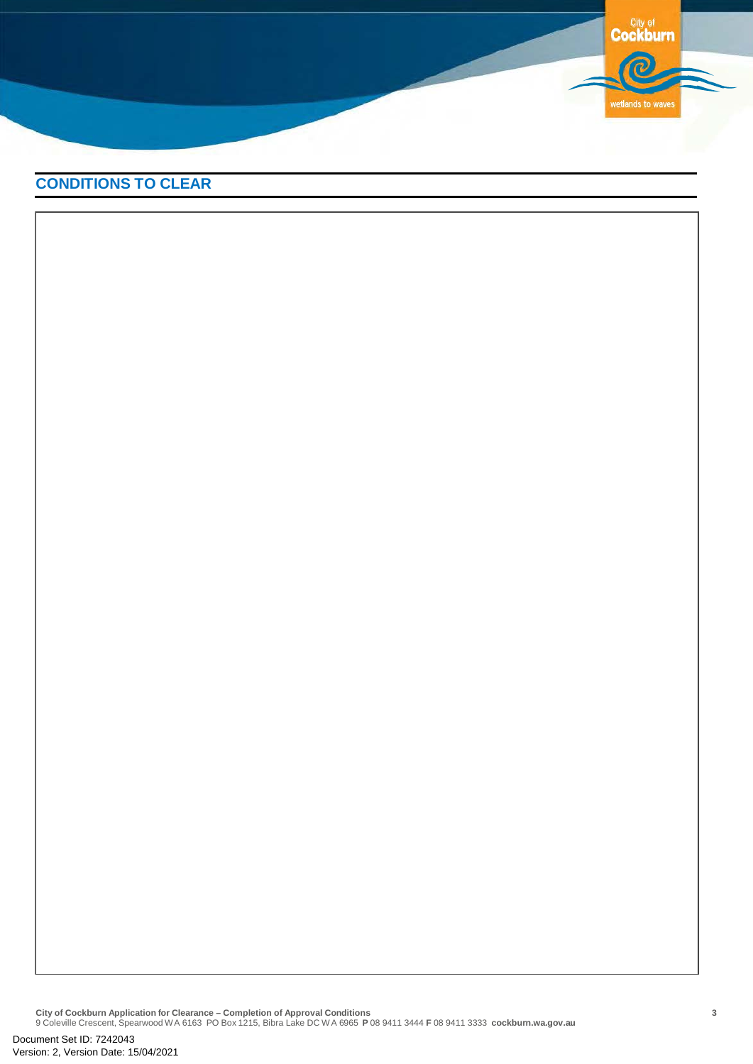## CONDITIONS TO CLEAR